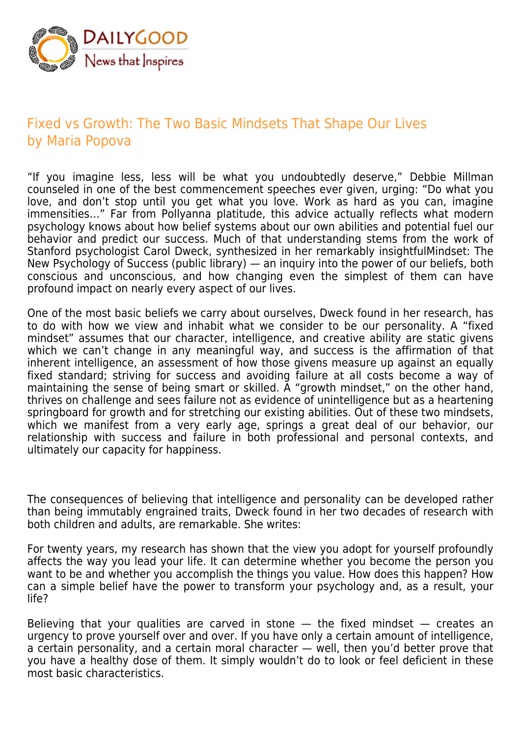# Fixed vs Growth: The Two Basic Mindsets That Shape Our Lives
by Maria Popova

"If you imagine less, less will be what you undoubtedly deserve," Debbie Millman counseled in one of the best commencement speeches ever given, urging: "Do what you love, and don't stop until you get what you love. Work as hard as you can, imagine immensities..." Far from Pollyanna platitude, this advice actually reflects what modern psychology knows about how belief systems about our own abilities and potential fuel our behavior and predict our success. Much of that understanding stems from the work of Stanford psychologist Carol Dweck, synthesized in her remarkably insightfulMindset: The New Psychology of Success (public library) — an inquiry into the power of our beliefs, both conscious and unconscious, and how changing even the simplest of them can have profound impact on nearly every aspect of our lives.

One of the most basic beliefs we carry about ourselves, Dweck found in her research, has to do with how we view and inhabit what we consider to be our personality. A "fixed mindset" assumes that our character, intelligence, and creative ability are static givens which we can't change in any meaningful way, and success is the affirmation of that inherent intelligence, an assessment of how those givens measure up against an equally fixed standard; striving for success and avoiding failure at all costs become a way of maintaining the sense of being smart or skilled. A "growth mindset," on the other hand, thrives on challenge and sees failure not as evidence of unintelligence but as a heartening springboard for growth and for stretching our existing abilities. Out of these two mindsets, which we manifest from a very early age, springs a great deal of our behavior, our relationship with success and failure in both professional and personal contexts, and ultimately our capacity for happiness.

The consequences of believing that intelligence and personality can be developed rather than being immutably engrained traits, Dweck found in her two decades of research with both children and adults, are remarkable. She writes:

For twenty years, my research has shown that the view you adopt for yourself profoundly affects the way you lead your life. It can determine whether you become the person you want to be and whether you accomplish the things you value. How does this happen? How can a simple belief have the power to transform your psychology and, as a result, your life?

Believing that your qualities are carved in stone — the fixed mindset — creates an urgency to prove yourself over and over. If you have only a certain amount of intelligence, a certain personality, and a certain moral character — well, then you'd better prove that you have a healthy dose of them. It simply wouldn't do to look or feel deficient in these most basic characteristics.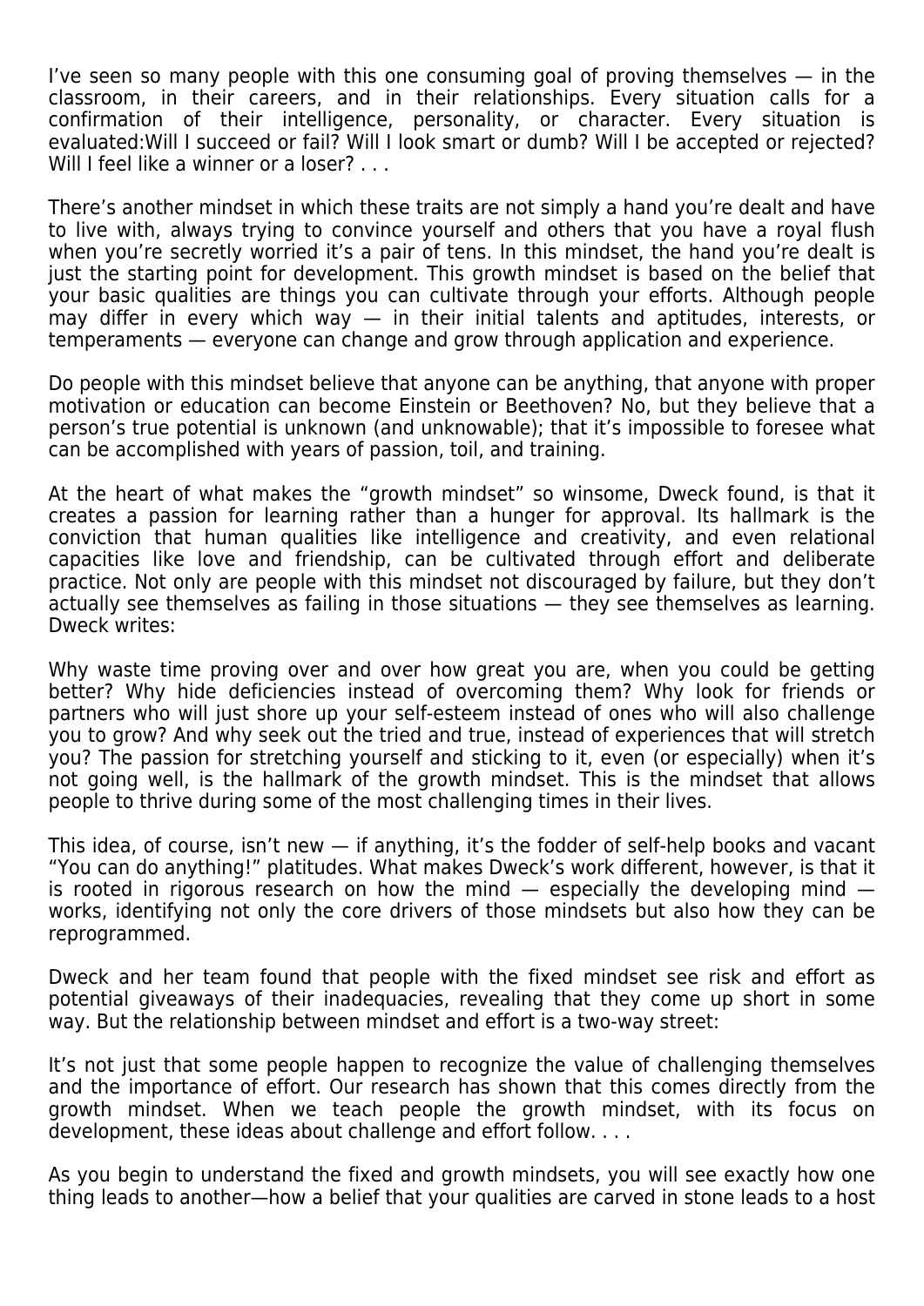I've seen so many people with this one consuming goal of proving themselves — in the classroom, in their careers, and in their relationships. Every situation calls for a confirmation of their intelligence, personality, or character. Every situation is evaluated:Will I succeed or fail? Will I look smart or dumb? Will I be accepted or rejected? Will I feel like a winner or a loser? . . .

There's another mindset in which these traits are not simply a hand you're dealt and have to live with, always trying to convince yourself and others that you have a royal flush when you're secretly worried it's a pair of tens. In this mindset, the hand you're dealt is just the starting point for development. This growth mindset is based on the belief that your basic qualities are things you can cultivate through your efforts. Although people may differ in every which way — in their initial talents and aptitudes, interests, or temperaments — everyone can change and grow through application and experience.

Do people with this mindset believe that anyone can be anything, that anyone with proper motivation or education can become Einstein or Beethoven? No, but they believe that a person's true potential is unknown (and unknowable); that it's impossible to foresee what can be accomplished with years of passion, toil, and training.

At the heart of what makes the "growth mindset" so winsome, Dweck found, is that it creates a passion for learning rather than a hunger for approval. Its hallmark is the conviction that human qualities like intelligence and creativity, and even relational capacities like love and friendship, can be cultivated through effort and deliberate practice. Not only are people with this mindset not discouraged by failure, but they don't actually see themselves as failing in those situations — they see themselves as learning. Dweck writes:

Why waste time proving over and over how great you are, when you could be getting better? Why hide deficiencies instead of overcoming them? Why look for friends or partners who will just shore up your self-esteem instead of ones who will also challenge you to grow? And why seek out the tried and true, instead of experiences that will stretch you? The passion for stretching yourself and sticking to it, even (or especially) when it's not going well, is the hallmark of the growth mindset. This is the mindset that allows people to thrive during some of the most challenging times in their lives.

This idea, of course, isn't new — if anything, it's the fodder of self-help books and vacant "You can do anything!" platitudes. What makes Dweck's work different, however, is that it is rooted in rigorous research on how the mind — especially the developing mind — works, identifying not only the core drivers of those mindsets but also how they can be reprogrammed.

Dweck and her team found that people with the fixed mindset see risk and effort as potential giveaways of their inadequacies, revealing that they come up short in some way. But the relationship between mindset and effort is a two-way street:

It's not just that some people happen to recognize the value of challenging themselves and the importance of effort. Our research has shown that this comes directly from the growth mindset. When we teach people the growth mindset, with its focus on development, these ideas about challenge and effort follow. . . .

As you begin to understand the fixed and growth mindsets, you will see exactly how one thing leads to another—how a belief that your qualities are carved in stone leads to a host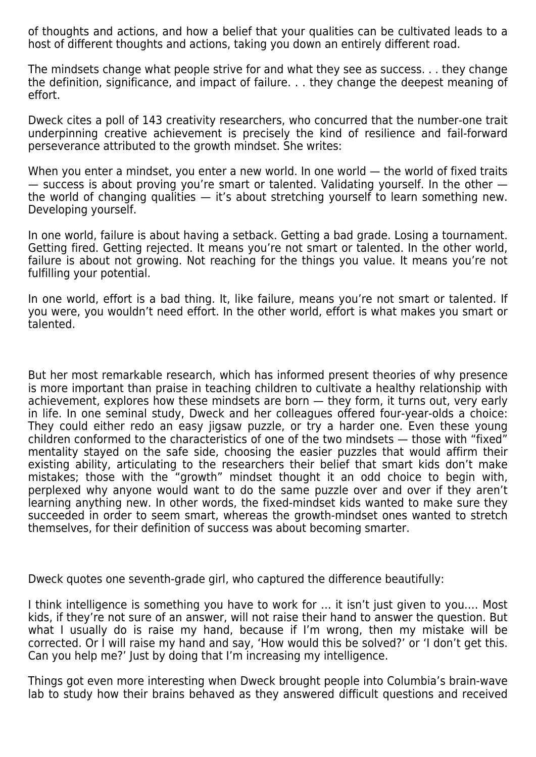of thoughts and actions, and how a belief that your qualities can be cultivated leads to a host of different thoughts and actions, taking you down an entirely different road.

The mindsets change what people strive for and what they see as success. . . they change the definition, significance, and impact of failure. . . they change the deepest meaning of effort.

Dweck cites a poll of 143 creativity researchers, who concurred that the number-one trait underpinning creative achievement is precisely the kind of resilience and fail-forward perseverance attributed to the growth mindset. She writes:

When you enter a mindset, you enter a new world. In one world — the world of fixed traits — success is about proving you're smart or talented. Validating yourself. In the other — the world of changing qualities — it's about stretching yourself to learn something new. Developing yourself.

In one world, failure is about having a setback. Getting a bad grade. Losing a tournament. Getting fired. Getting rejected. It means you're not smart or talented. In the other world, failure is about not growing. Not reaching for the things you value. It means you're not fulfilling your potential.

In one world, effort is a bad thing. It, like failure, means you're not smart or talented. If you were, you wouldn't need effort. In the other world, effort is what makes you smart or talented.

But her most remarkable research, which has informed present theories of why presence is more important than praise in teaching children to cultivate a healthy relationship with achievement, explores how these mindsets are born — they form, it turns out, very early in life. In one seminal study, Dweck and her colleagues offered four-year-olds a choice: They could either redo an easy jigsaw puzzle, or try a harder one. Even these young children conformed to the characteristics of one of the two mindsets — those with "fixed" mentality stayed on the safe side, choosing the easier puzzles that would affirm their existing ability, articulating to the researchers their belief that smart kids don't make mistakes; those with the "growth" mindset thought it an odd choice to begin with, perplexed why anyone would want to do the same puzzle over and over if they aren't learning anything new. In other words, the fixed-mindset kids wanted to make sure they succeeded in order to seem smart, whereas the growth-mindset ones wanted to stretch themselves, for their definition of success was about becoming smarter.

Dweck quotes one seventh-grade girl, who captured the difference beautifully:

I think intelligence is something you have to work for … it isn't just given to you.… Most kids, if they're not sure of an answer, will not raise their hand to answer the question. But what I usually do is raise my hand, because if I'm wrong, then my mistake will be corrected. Or I will raise my hand and say, 'How would this be solved?' or 'I don't get this. Can you help me?' Just by doing that I'm increasing my intelligence.

Things got even more interesting when Dweck brought people into Columbia's brain-wave lab to study how their brains behaved as they answered difficult questions and received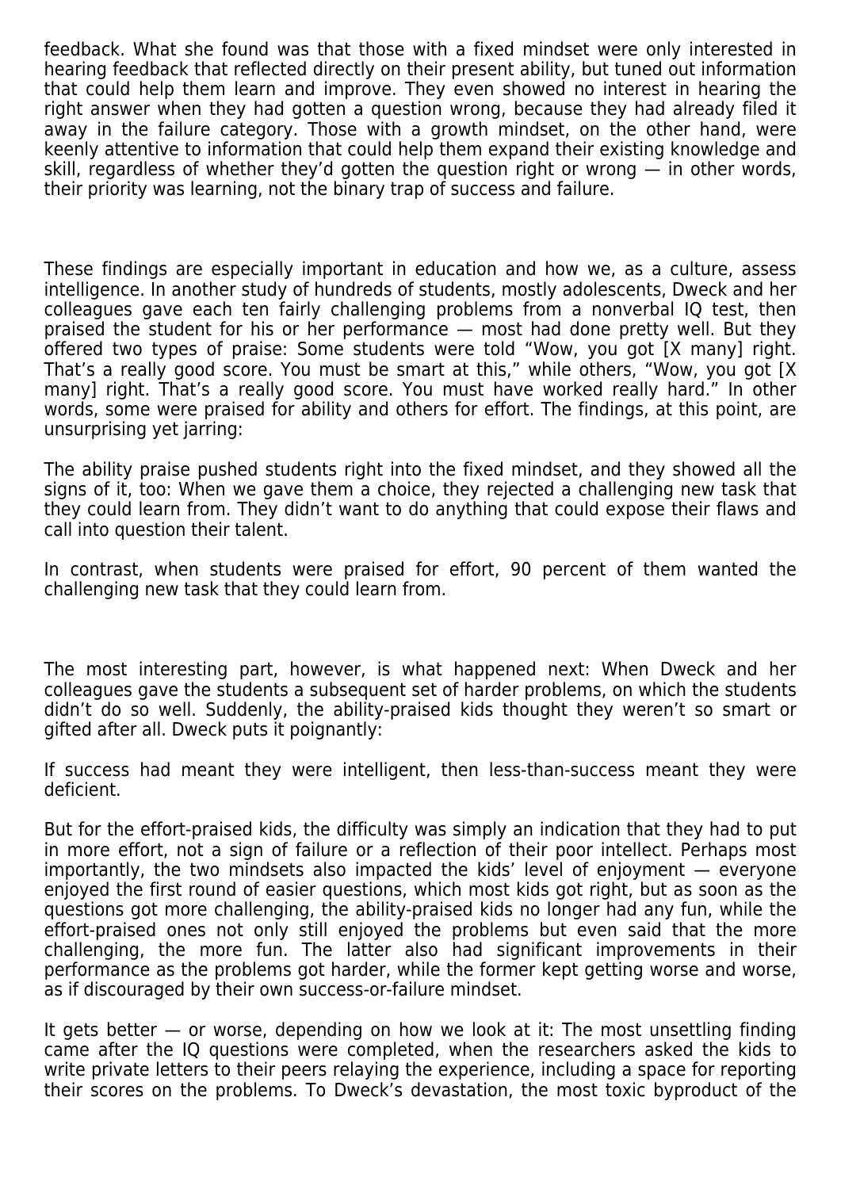feedback. What she found was that those with a fixed mindset were only interested in hearing feedback that reflected directly on their present ability, but tuned out information that could help them learn and improve. They even showed no interest in hearing the right answer when they had gotten a question wrong, because they had already filed it away in the failure category. Those with a growth mindset, on the other hand, were keenly attentive to information that could help them expand their existing knowledge and skill, regardless of whether they'd gotten the question right or wrong — in other words, their priority was learning, not the binary trap of success and failure.

These findings are especially important in education and how we, as a culture, assess intelligence. In another study of hundreds of students, mostly adolescents, Dweck and her colleagues gave each ten fairly challenging problems from a nonverbal IQ test, then praised the student for his or her performance — most had done pretty well. But they offered two types of praise: Some students were told "Wow, you got [X many] right. That's a really good score. You must be smart at this," while others, "Wow, you got [X many] right. That's a really good score. You must have worked really hard." In other words, some were praised for ability and others for effort. The findings, at this point, are unsurprising yet jarring:

The ability praise pushed students right into the fixed mindset, and they showed all the signs of it, too: When we gave them a choice, they rejected a challenging new task that they could learn from. They didn't want to do anything that could expose their flaws and call into question their talent.

In contrast, when students were praised for effort, 90 percent of them wanted the challenging new task that they could learn from.

The most interesting part, however, is what happened next: When Dweck and her colleagues gave the students a subsequent set of harder problems, on which the students didn't do so well. Suddenly, the ability-praised kids thought they weren't so smart or gifted after all. Dweck puts it poignantly:

If success had meant they were intelligent, then less-than-success meant they were deficient.

But for the effort-praised kids, the difficulty was simply an indication that they had to put in more effort, not a sign of failure or a reflection of their poor intellect. Perhaps most importantly, the two mindsets also impacted the kids' level of enjoyment — everyone enjoyed the first round of easier questions, which most kids got right, but as soon as the questions got more challenging, the ability-praised kids no longer had any fun, while the effort-praised ones not only still enjoyed the problems but even said that the more challenging, the more fun. The latter also had significant improvements in their performance as the problems got harder, while the former kept getting worse and worse, as if discouraged by their own success-or-failure mindset.

It gets better — or worse, depending on how we look at it: The most unsettling finding came after the IQ questions were completed, when the researchers asked the kids to write private letters to their peers relaying the experience, including a space for reporting their scores on the problems. To Dweck's devastation, the most toxic byproduct of the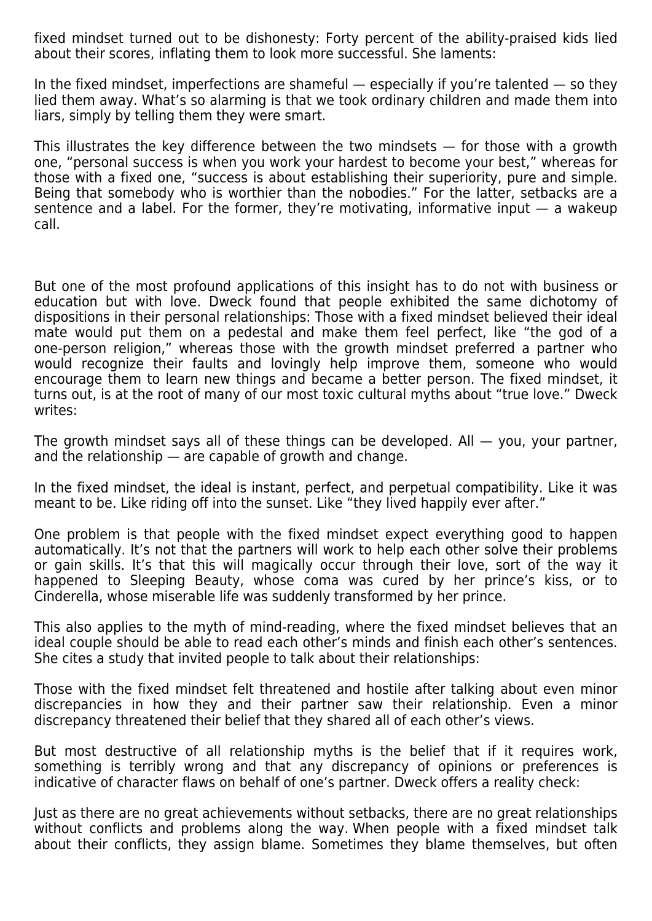fixed mindset turned out to be dishonesty: Forty percent of the ability-praised kids lied about their scores, inflating them to look more successful. She laments:

In the fixed mindset, imperfections are shameful — especially if you're talented — so they lied them away. What's so alarming is that we took ordinary children and made them into liars, simply by telling them they were smart.

This illustrates the key difference between the two mindsets — for those with a growth one, "personal success is when you work your hardest to become your best," whereas for those with a fixed one, "success is about establishing their superiority, pure and simple. Being that somebody who is worthier than the nobodies." For the latter, setbacks are a sentence and a label. For the former, they're motivating, informative input — a wakeup call.

But one of the most profound applications of this insight has to do not with business or education but with love. Dweck found that people exhibited the same dichotomy of dispositions in their personal relationships: Those with a fixed mindset believed their ideal mate would put them on a pedestal and make them feel perfect, like "the god of a one-person religion," whereas those with the growth mindset preferred a partner who would recognize their faults and lovingly help improve them, someone who would encourage them to learn new things and became a better person. The fixed mindset, it turns out, is at the root of many of our most toxic cultural myths about "true love." Dweck writes:

The growth mindset says all of these things can be developed. All — you, your partner, and the relationship — are capable of growth and change.

In the fixed mindset, the ideal is instant, perfect, and perpetual compatibility. Like it was meant to be. Like riding off into the sunset. Like "they lived happily ever after."

One problem is that people with the fixed mindset expect everything good to happen automatically. It's not that the partners will work to help each other solve their problems or gain skills. It's that this will magically occur through their love, sort of the way it happened to Sleeping Beauty, whose coma was cured by her prince's kiss, or to Cinderella, whose miserable life was suddenly transformed by her prince.

This also applies to the myth of mind-reading, where the fixed mindset believes that an ideal couple should be able to read each other's minds and finish each other's sentences. She cites a study that invited people to talk about their relationships:

Those with the fixed mindset felt threatened and hostile after talking about even minor discrepancies in how they and their partner saw their relationship. Even a minor discrepancy threatened their belief that they shared all of each other's views.

But most destructive of all relationship myths is the belief that if it requires work, something is terribly wrong and that any discrepancy of opinions or preferences is indicative of character flaws on behalf of one's partner. Dweck offers a reality check:

Just as there are no great achievements without setbacks, there are no great relationships without conflicts and problems along the way. When people with a fixed mindset talk about their conflicts, they assign blame. Sometimes they blame themselves, but often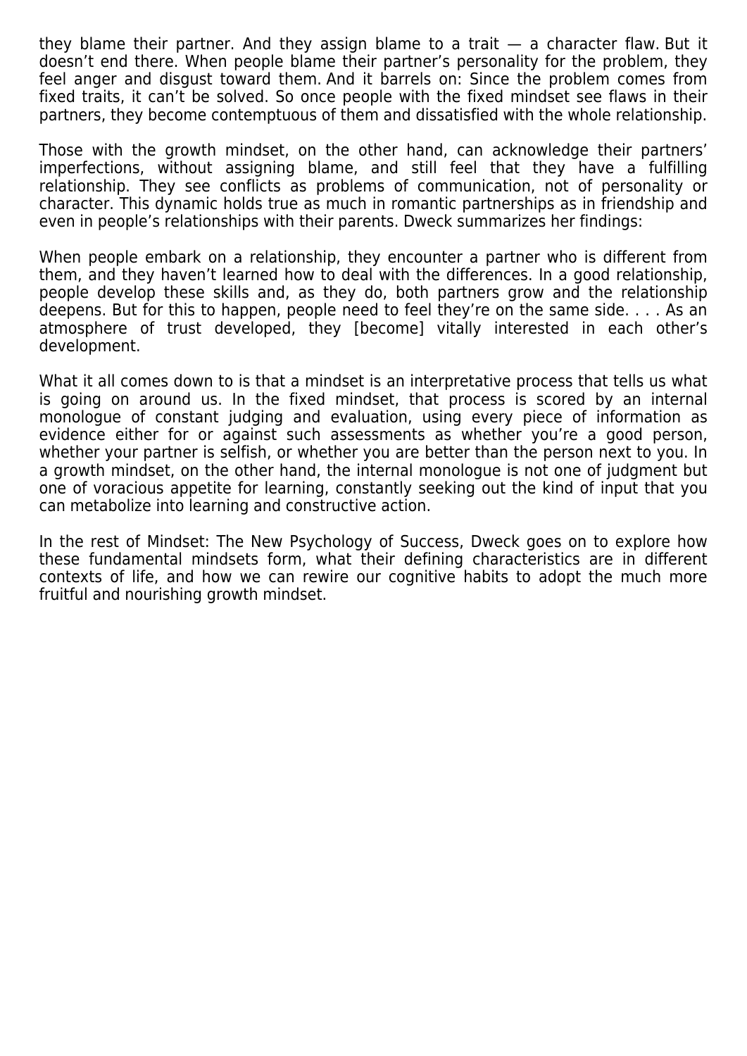they blame their partner. And they assign blame to a trait — a character flaw. But it doesn't end there. When people blame their partner's personality for the problem, they feel anger and disgust toward them. And it barrels on: Since the problem comes from fixed traits, it can't be solved. So once people with the fixed mindset see flaws in their partners, they become contemptuous of them and dissatisfied with the whole relationship.

Those with the growth mindset, on the other hand, can acknowledge their partners' imperfections, without assigning blame, and still feel that they have a fulfilling relationship. They see conflicts as problems of communication, not of personality or character. This dynamic holds true as much in romantic partnerships as in friendship and even in people's relationships with their parents. Dweck summarizes her findings:

When people embark on a relationship, they encounter a partner who is different from them, and they haven't learned how to deal with the differences. In a good relationship, people develop these skills and, as they do, both partners grow and the relationship deepens. But for this to happen, people need to feel they're on the same side. . . . As an atmosphere of trust developed, they [become] vitally interested in each other's development.

What it all comes down to is that a mindset is an interpretative process that tells us what is going on around us. In the fixed mindset, that process is scored by an internal monologue of constant judging and evaluation, using every piece of information as evidence either for or against such assessments as whether you're a good person, whether your partner is selfish, or whether you are better than the person next to you. In a growth mindset, on the other hand, the internal monologue is not one of judgment but one of voracious appetite for learning, constantly seeking out the kind of input that you can metabolize into learning and constructive action.

In the rest of Mindset: The New Psychology of Success, Dweck goes on to explore how these fundamental mindsets form, what their defining characteristics are in different contexts of life, and how we can rewire our cognitive habits to adopt the much more fruitful and nourishing growth mindset.